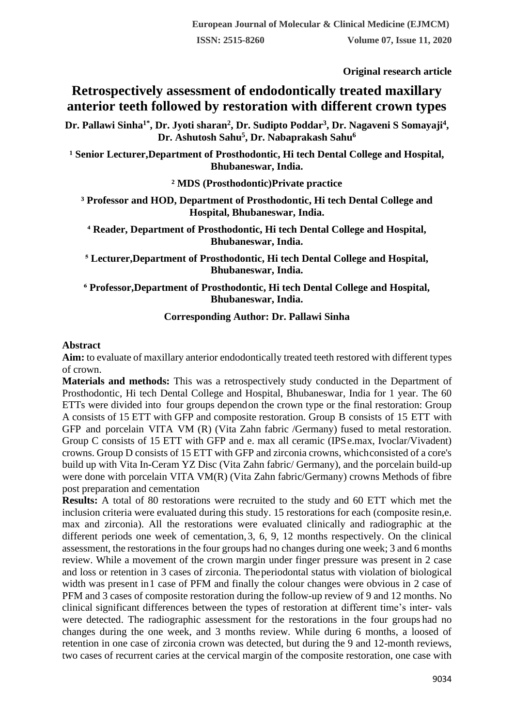Original research article

# Retrospectively assessment of endodontically treated maxillary anterior teeth followed by restoration with different crown types

**Dr. Pallawi Sinha[1*], Dr. Jyoti sharan[2], Dr. Sudipto Poddar[3], Dr. Nagaveni S Somayaji[4], Dr. Ashutosh Sahu[5], Dr. Nabaprakash Sahu[6]**

**[1] Senior Lecturer,Department of Prosthodontic, Hi tech Dental College and Hospital, Bhubaneswar, India.**

**[2] MDS (Prosthodontic)Private practice**

**[3] Professor and HOD, Department of Prosthodontic, Hi tech Dental College and Hospital, Bhubaneswar, India.**

**[4] Reader, Department of Prosthodontic, Hi tech Dental College and Hospital, Bhubaneswar, India.**

**[5] Lecturer,Department of Prosthodontic, Hi tech Dental College and Hospital, Bhubaneswar, India.**

**[6] Professor,Department of Prosthodontic, Hi tech Dental College and Hospital, Bhubaneswar, India.**

**Corresponding Author: Dr. Pallawi Sinha**

## Abstract

**Aim:** to evaluate of maxillary anterior endodontically treated teeth restored with different types of crown.

**Materials and methods:** This was a retrospectively study conducted in the Department of Prosthodontic, Hi tech Dental College and Hospital, Bhubaneswar, India for 1 year. The 60 ETTs were divided into four groups dependon the crown type or the final restoration: Group A consists of 15 ETT with GFP and composite restoration. Group B consists of 15 ETT with GFP and porcelain VITA VM (R) (Vita Zahn fabric /Germany) fused to metal restoration. Group C consists of 15 ETT with GFP and e. max all ceramic (IPSe.max, Ivoclar/Vivadent) crowns. Group D consists of 15 ETT with GFP and zirconia crowns, whichconsisted of a core's build up with Vita In-Ceram YZ Disc (Vita Zahn fabric/ Germany), and the porcelain build-up were done with porcelain VITA VM(R) (Vita Zahn fabric/Germany) crowns Methods of fibre post preparation and cementation

**Results:** A total of 80 restorations were recruited to the study and 60 ETT which met the inclusion criteria were evaluated during this study. 15 restorations for each (composite resin,e. max and zirconia). All the restorations were evaluated clinically and radiographic at the different periods one week of cementation, 3, 6, 9, 12 months respectively. On the clinical assessment, the restorations in the four groups had no changes during one week; 3 and 6 months review. While a movement of the crown margin under finger pressure was present in 2 case and loss or retention in 3 cases of zirconia. Theperiodontal status with violation of biological width was present in 1 case of PFM and finally the colour changes were obvious in 2 case of PFM and 3 cases of composite restoration during the follow-up review of 9 and 12 months. No clinical significant differences between the types of restoration at different time's inter- vals were detected. The radiographic assessment for the restorations in the four groups had no changes during the one week, and 3 months review. While during 6 months, a loosed of retention in one case of zirconia crown was detected, but during the 9 and 12-month reviews, two cases of recurrent caries at the cervical margin of the composite restoration, one case with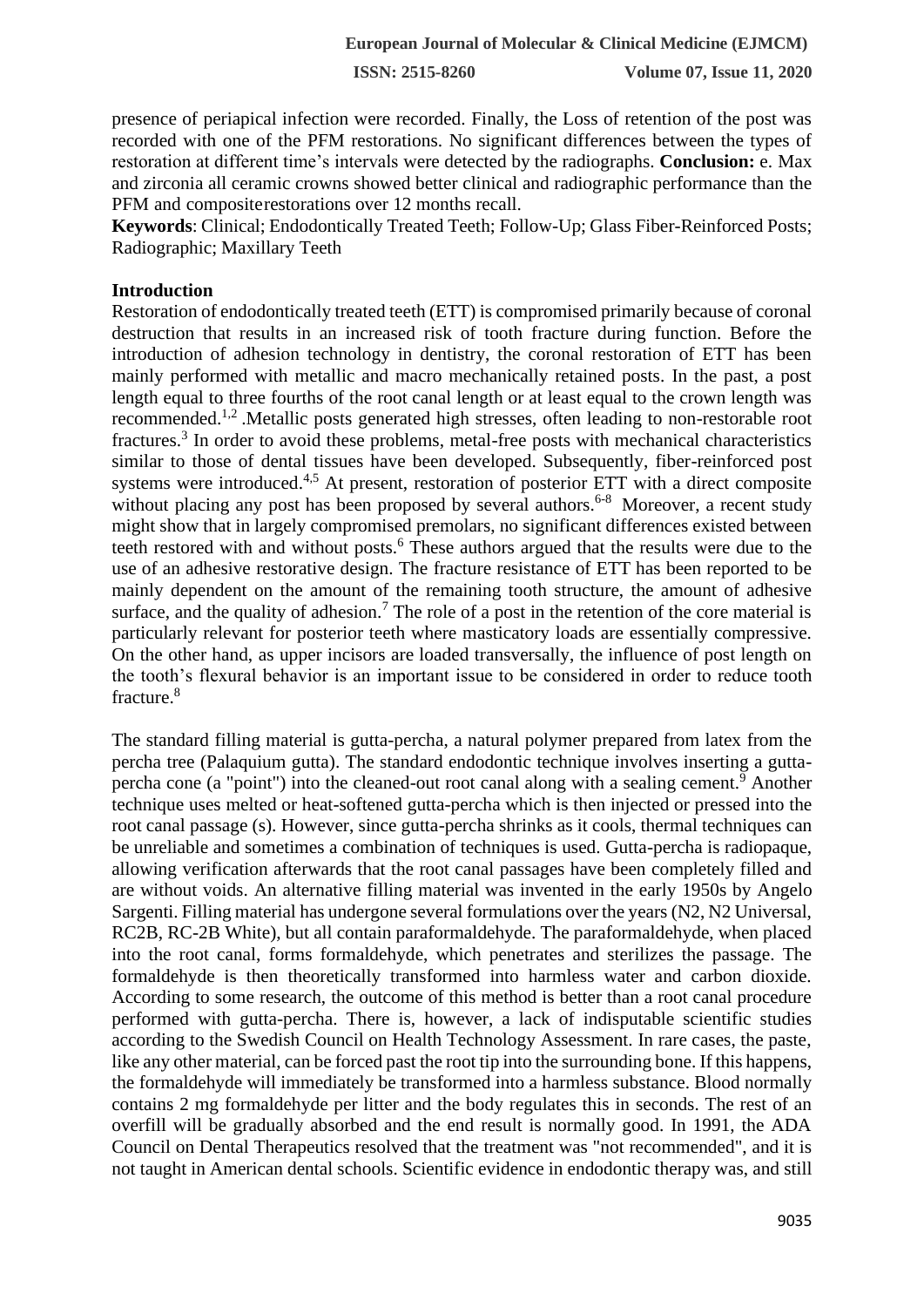presence of periapical infection were recorded. Finally, the Loss of retention of the post was recorded with one of the PFM restorations. No significant differences between the types of restoration at different time's intervals were detected by the radiographs. **Conclusion:** e. Max and zirconia all ceramic crowns showed better clinical and radiographic performance than the PFM and compositerestorations over 12 months recall.

**Keywords**: Clinical; Endodontically Treated Teeth; Follow-Up; Glass Fiber-Reinforced Posts; Radiographic; Maxillary Teeth

## Introduction

Restoration of endodontically treated teeth (ETT) is compromised primarily because of coronal destruction that results in an increased risk of tooth fracture during function. Before the introduction of adhesion technology in dentistry, the coronal restoration of ETT has been mainly performed with metallic and macro mechanically retained posts. In the past, a post length equal to three fourths of the root canal length or at least equal to the crown length was recommended.[1,2] .Metallic posts generated high stresses, often leading to non-restorable root fractures.[3] In order to avoid these problems, metal-free posts with mechanical characteristics similar to those of dental tissues have been developed. Subsequently, fiber-reinforced post systems were introduced.[4,5] At present, restoration of posterior ETT with a direct composite without placing any post has been proposed by several authors.[6-8] Moreover, a recent study might show that in largely compromised premolars, no significant differences existed between teeth restored with and without posts.[6] These authors argued that the results were due to the use of an adhesive restorative design. The fracture resistance of ETT has been reported to be mainly dependent on the amount of the remaining tooth structure, the amount of adhesive surface, and the quality of adhesion.[7] The role of a post in the retention of the core material is particularly relevant for posterior teeth where masticatory loads are essentially compressive. On the other hand, as upper incisors are loaded transversally, the influence of post length on the tooth's flexural behavior is an important issue to be considered in order to reduce tooth fracture.[8]

The standard filling material is gutta-percha, a natural polymer prepared from latex from the percha tree (Palaquium gutta). The standard endodontic technique involves inserting a gutta-percha cone (a "point") into the cleaned-out root canal along with a sealing cement.[9] Another technique uses melted or heat-softened gutta-percha which is then injected or pressed into the root canal passage (s). However, since gutta-percha shrinks as it cools, thermal techniques can be unreliable and sometimes a combination of techniques is used. Gutta-percha is radiopaque, allowing verification afterwards that the root canal passages have been completely filled and are without voids. An alternative filling material was invented in the early 1950s by Angelo Sargenti. Filling material has undergone several formulations over the years (N2, N2 Universal, RC2B, RC-2B White), but all contain paraformaldehyde. The paraformaldehyde, when placed into the root canal, forms formaldehyde, which penetrates and sterilizes the passage. The formaldehyde is then theoretically transformed into harmless water and carbon dioxide. According to some research, the outcome of this method is better than a root canal procedure performed with gutta-percha. There is, however, a lack of indisputable scientific studies according to the Swedish Council on Health Technology Assessment. In rare cases, the paste, like any other material, can be forced past the root tip into the surrounding bone. If this happens, the formaldehyde will immediately be transformed into a harmless substance. Blood normally contains 2 mg formaldehyde per litter and the body regulates this in seconds. The rest of an overfill will be gradually absorbed and the end result is normally good. In 1991, the ADA Council on Dental Therapeutics resolved that the treatment was "not recommended", and it is not taught in American dental schools. Scientific evidence in endodontic therapy was, and still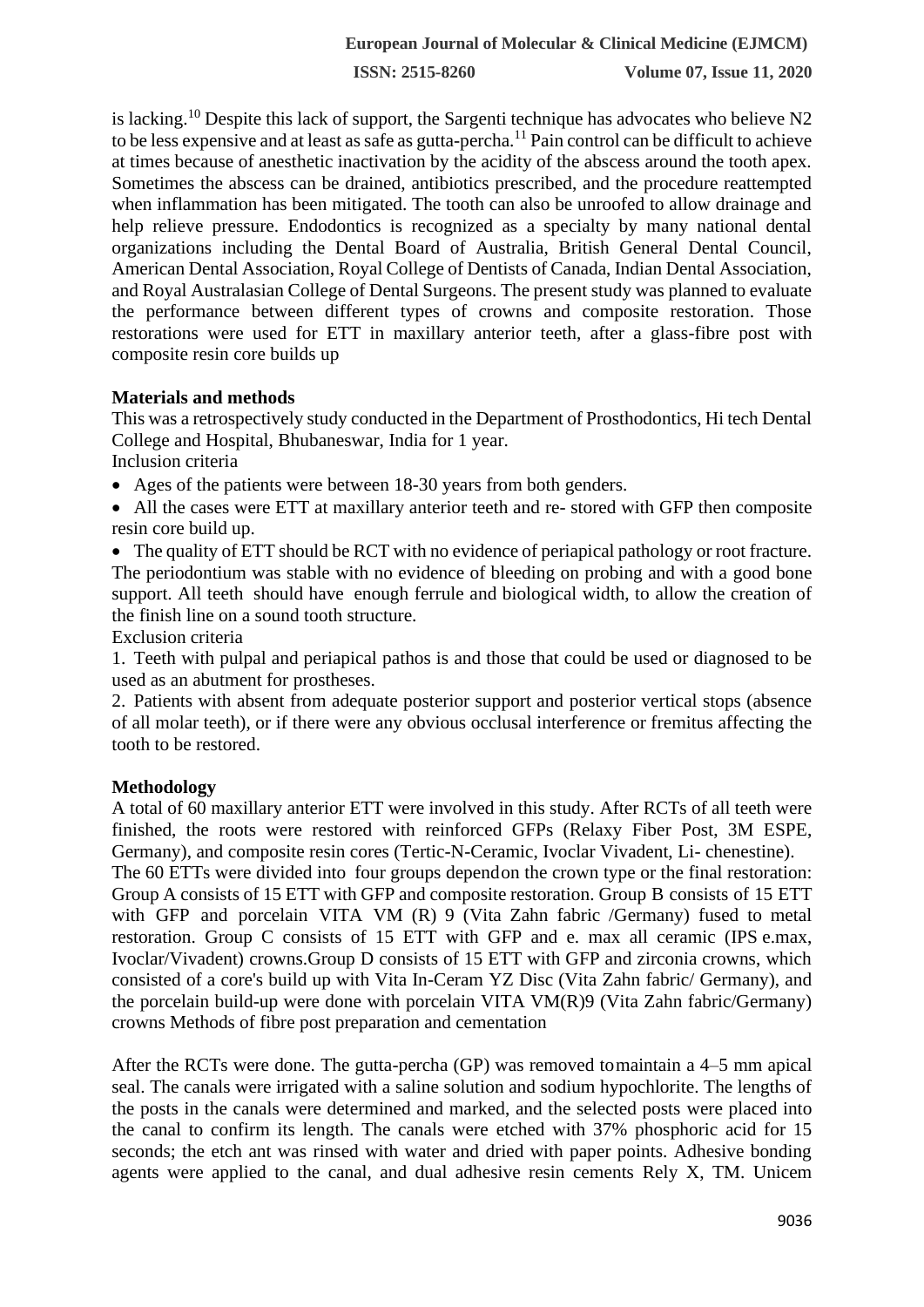is lacking.[10] Despite this lack of support, the Sargenti technique has advocates who believe N2 to be less expensive and at least as safe as gutta-percha.[11] Pain control can be difficult to achieve at times because of anesthetic inactivation by the acidity of the abscess around the tooth apex. Sometimes the abscess can be drained, antibiotics prescribed, and the procedure reattempted when inflammation has been mitigated. The tooth can also be unroofed to allow drainage and help relieve pressure. Endodontics is recognized as a specialty by many national dental organizations including the Dental Board of Australia, British General Dental Council, American Dental Association, Royal College of Dentists of Canada, Indian Dental Association, and Royal Australasian College of Dental Surgeons. The present study was planned to evaluate the performance between different types of crowns and composite restoration. Those restorations were used for ETT in maxillary anterior teeth, after a glass-fibre post with composite resin core builds up

**Materials and methods**

This was a retrospectively study conducted in the Department of Prosthodontics, Hi tech Dental College and Hospital, Bhubaneswar, India for 1 year.

Inclusion criteria

- Ages of the patients were between 18-30 years from both genders.
- All the cases were ETT at maxillary anterior teeth and re- stored with GFP then composite resin core build up.
- The quality of ETT should be RCT with no evidence of periapical pathology or root fracture.

The periodontium was stable with no evidence of bleeding on probing and with a good bone support. All teeth should have enough ferrule and biological width, to allow the creation of the finish line on a sound tooth structure.

Exclusion criteria

1. Teeth with pulpal and periapical pathos is and those that could be used or diagnosed to be used as an abutment for prostheses.
2. Patients with absent from adequate posterior support and posterior vertical stops (absence of all molar teeth), or if there were any obvious occlusal interference or fremitus affecting the tooth to be restored.

**Methodology**

A total of 60 maxillary anterior ETT were involved in this study. After RCTs of all teeth were finished, the roots were restored with reinforced GFPs (Relaxy Fiber Post, 3M ESPE, Germany), and composite resin cores (Tertic-N-Ceramic, Ivoclar Vivadent, Li- chenestine).

The 60 ETTs were divided into four groups dependon the crown type or the final restoration: Group A consists of 15 ETT with GFP and composite restoration. Group B consists of 15 ETT with GFP and porcelain VITA VM (R) 9 (Vita Zahn fabric /Germany) fused to metal restoration. Group C consists of 15 ETT with GFP and e. max all ceramic (IPS e.max, Ivoclar/Vivadent) crowns.Group D consists of 15 ETT with GFP and zirconia crowns, which consisted of a core's build up with Vita In-Ceram YZ Disc (Vita Zahn fabric/ Germany), and the porcelain build-up were done with porcelain VITA VM(R)9 (Vita Zahn fabric/Germany) crowns Methods of fibre post preparation and cementation

After the RCTs were done. The gutta-percha (GP) was removed tomaintain a 4–5 mm apical seal. The canals were irrigated with a saline solution and sodium hypochlorite. The lengths of the posts in the canals were determined and marked, and the selected posts were placed into the canal to confirm its length. The canals were etched with 37% phosphoric acid for 15 seconds; the etch ant was rinsed with water and dried with paper points. Adhesive bonding agents were applied to the canal, and dual adhesive resin cements Rely X, TM. Unicem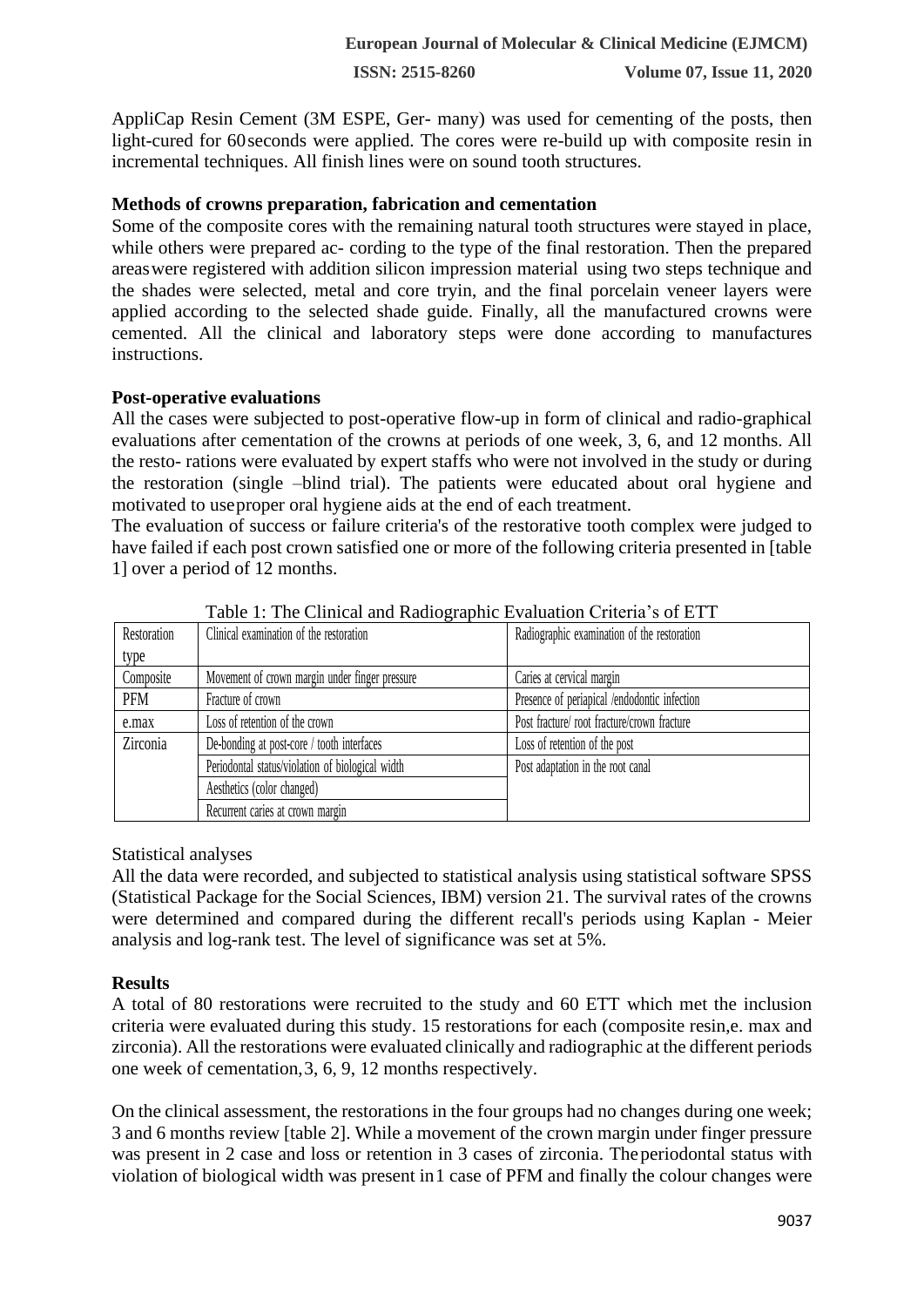AppliCap Resin Cement (3M ESPE, Ger- many) was used for cementing of the posts, then light-cured for 60seconds were applied. The cores were re-build up with composite resin in incremental techniques. All finish lines were on sound tooth structures.

**Methods of crowns preparation, fabrication and cementation**

Some of the composite cores with the remaining natural tooth structures were stayed in place, while others were prepared ac- cording to the type of the final restoration. Then the prepared areaswere registered with addition silicon impression material using two steps technique and the shades were selected, metal and core tryin, and the final porcelain veneer layers were applied according to the selected shade guide. Finally, all the manufactured crowns were cemented. All the clinical and laboratory steps were done according to manufactures instructions.

**Post-operative evaluations**

All the cases were subjected to post-operative flow-up in form of clinical and radio-graphical evaluations after cementation of the crowns at periods of one week, 3, 6, and 12 months. All the resto- rations were evaluated by expert staffs who were not involved in the study or during the restoration (single –blind trial). The patients were educated about oral hygiene and motivated to useproper oral hygiene aids at the end of each treatment.

The evaluation of success or failure criteria's of the restorative tooth complex were judged to have failed if each post crown satisfied one or more of the following criteria presented in [table 1] over a period of 12 months.

Table 1: The Clinical and Radiographic Evaluation Criteria's of ETT

| Restoration type | Clinical examination of the restoration | Radiographic examination of the restoration |
|---|---|---|
| Composite | Movement of crown margin under finger pressure | Caries at cervical margin |
| PFM | Fracture of crown | Presence of periapical /endodontic infection |
| e.max | Loss of retention of the crown | Post fracture/ root fracture/crown fracture |
| Zirconia | De-bonding at post-core / tooth interfaces | Loss of retention of the post |
| | Periodontal status/violation of biological width | Post adaptation in the root canal |
| | Aesthetics (color changed) | |
| | Recurrent caries at crown margin | |

Statistical analyses

All the data were recorded, and subjected to statistical analysis using statistical software SPSS (Statistical Package for the Social Sciences, IBM) version 21. The survival rates of the crowns were determined and compared during the different recall's periods using Kaplan - Meier analysis and log-rank test. The level of significance was set at 5%.

**Results**

A total of 80 restorations were recruited to the study and 60 ETT which met the inclusion criteria were evaluated during this study. 15 restorations for each (composite resin,e. max and zirconia). All the restorations were evaluated clinically and radiographic at the different periods one week of cementation,3, 6, 9, 12 months respectively.

On the clinical assessment, the restorations in the four groups had no changes during one week; 3 and 6 months review [table 2]. While a movement of the crown margin under finger pressure was present in 2 case and loss or retention in 3 cases of zirconia. Theperiodontal status with violation of biological width was present in1 case of PFM and finally the colour changes were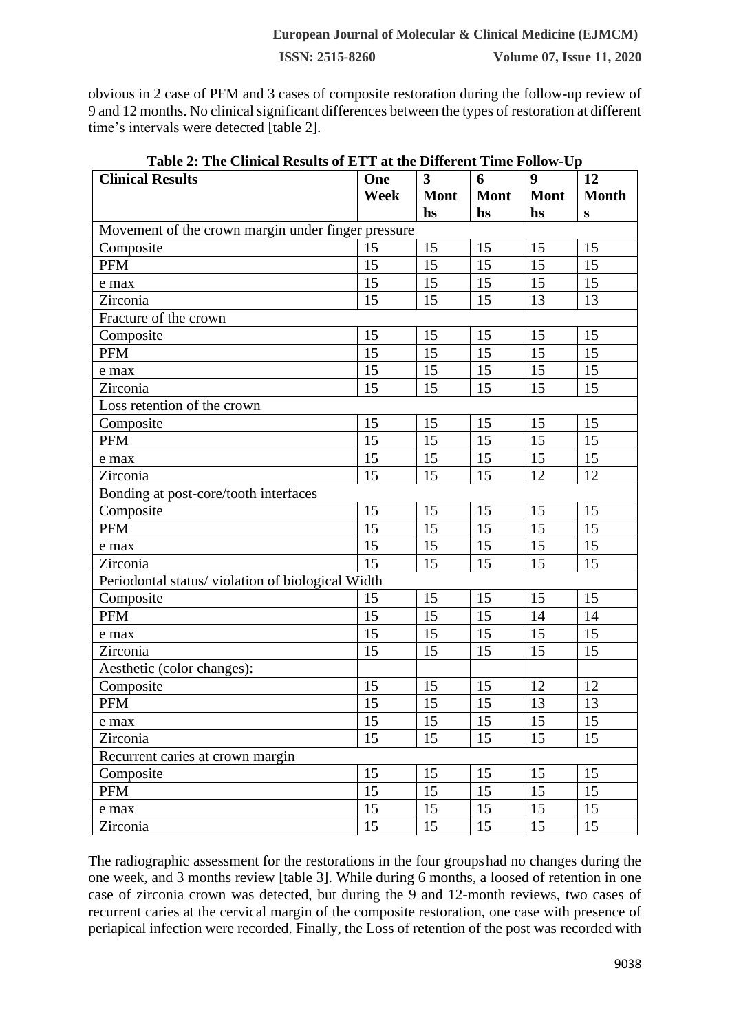obvious in 2 case of PFM and 3 cases of composite restoration during the follow-up review of 9 and 12 months. No clinical significant differences between the types of restoration at different time's intervals were detected [table 2].

**Table 2: The Clinical Results of ETT at the Different Time Follow-Up**

| Clinical Results | One Week | 3 Months | 6 Months | 9 Months | 12 Months |
|---|---|---|---|---|---|
| Movement of the crown margin under finger pressure | | | | | |
| Composite | 15 | 15 | 15 | 15 | 15 |
| PFM | 15 | 15 | 15 | 15 | 15 |
| e max | 15 | 15 | 15 | 15 | 15 |
| Zirconia | 15 | 15 | 15 | 13 | 13 |
| Fracture of the crown | | | | | |
| Composite | 15 | 15 | 15 | 15 | 15 |
| PFM | 15 | 15 | 15 | 15 | 15 |
| e max | 15 | 15 | 15 | 15 | 15 |
| Zirconia | 15 | 15 | 15 | 15 | 15 |
| Loss retention of the crown | | | | | |
| Composite | 15 | 15 | 15 | 15 | 15 |
| PFM | 15 | 15 | 15 | 15 | 15 |
| e max | 15 | 15 | 15 | 15 | 15 |
| Zirconia | 15 | 15 | 15 | 12 | 12 |
| Bonding at post-core/tooth interfaces | | | | | |
| Composite | 15 | 15 | 15 | 15 | 15 |
| PFM | 15 | 15 | 15 | 15 | 15 |
| e max | 15 | 15 | 15 | 15 | 15 |
| Zirconia | 15 | 15 | 15 | 15 | 15 |
| Periodontal status/ violation of biological Width | | | | | |
| Composite | 15 | 15 | 15 | 15 | 15 |
| PFM | 15 | 15 | 15 | 14 | 14 |
| e max | 15 | 15 | 15 | 15 | 15 |
| Zirconia | 15 | 15 | 15 | 15 | 15 |
| Aesthetic (color changes): | | | | | |
| Composite | 15 | 15 | 15 | 12 | 12 |
| PFM | 15 | 15 | 15 | 13 | 13 |
| e max | 15 | 15 | 15 | 15 | 15 |
| Zirconia | 15 | 15 | 15 | 15 | 15 |
| Recurrent caries at crown margin | | | | | |
| Composite | 15 | 15 | 15 | 15 | 15 |
| PFM | 15 | 15 | 15 | 15 | 15 |
| e max | 15 | 15 | 15 | 15 | 15 |
| Zirconia | 15 | 15 | 15 | 15 | 15 |

The radiographic assessment for the restorations in the four groups had no changes during the one week, and 3 months review [table 3]. While during 6 months, a loosed of retention in one case of zirconia crown was detected, but during the 9 and 12-month reviews, two cases of recurrent caries at the cervical margin of the composite restoration, one case with presence of periapical infection were recorded. Finally, the Loss of retention of the post was recorded with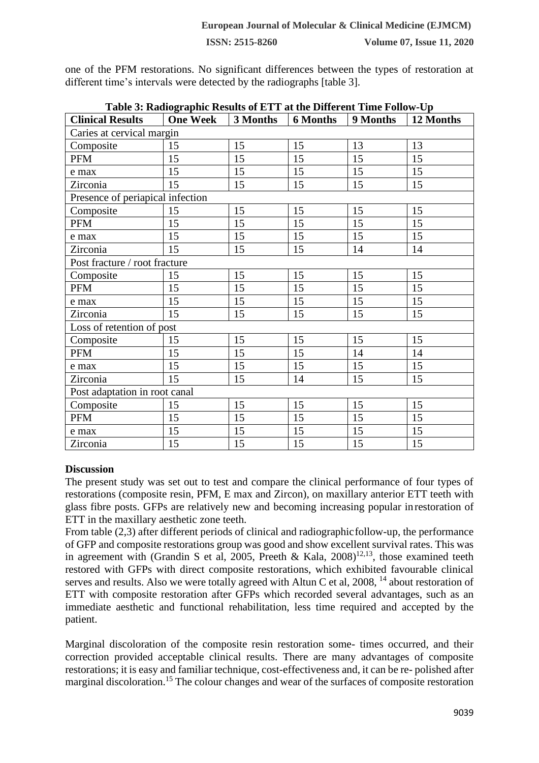one of the PFM restorations. No significant differences between the types of restoration at different time's intervals were detected by the radiographs [table 3].

**Table 3: Radiographic Results of ETT at the Different Time Follow-Up**

| Clinical Results | One Week | 3 Months | 6 Months | 9 Months | 12 Months |
|---|---|---|---|---|---|
| Caries at cervical margin | | | | | |
| Composite | 15 | 15 | 15 | 13 | 13 |
| PFM | 15 | 15 | 15 | 15 | 15 |
| e max | 15 | 15 | 15 | 15 | 15 |
| Zirconia | 15 | 15 | 15 | 15 | 15 |
| Presence of periapical infection | | | | | |
| Composite | 15 | 15 | 15 | 15 | 15 |
| PFM | 15 | 15 | 15 | 15 | 15 |
| e max | 15 | 15 | 15 | 15 | 15 |
| Zirconia | 15 | 15 | 15 | 14 | 14 |
| Post fracture / root fracture | | | | | |
| Composite | 15 | 15 | 15 | 15 | 15 |
| PFM | 15 | 15 | 15 | 15 | 15 |
| e max | 15 | 15 | 15 | 15 | 15 |
| Zirconia | 15 | 15 | 15 | 15 | 15 |
| Loss of retention of post | | | | | |
| Composite | 15 | 15 | 15 | 15 | 15 |
| PFM | 15 | 15 | 15 | 14 | 14 |
| e max | 15 | 15 | 15 | 15 | 15 |
| Zirconia | 15 | 15 | 14 | 15 | 15 |
| Post adaptation in root canal | | | | | |
| Composite | 15 | 15 | 15 | 15 | 15 |
| PFM | 15 | 15 | 15 | 15 | 15 |
| e max | 15 | 15 | 15 | 15 | 15 |
| Zirconia | 15 | 15 | 15 | 15 | 15 |

**Discussion**

The present study was set out to test and compare the clinical performance of four types of restorations (composite resin, PFM, E max and Zircon), on maxillary anterior ETT teeth with glass fibre posts. GFPs are relatively new and becoming increasing popular in restoration of ETT in the maxillary aesthetic zone teeth.

From table (2,3) after different periods of clinical and radiographic follow-up, the performance of GFP and composite restorations group was good and show excellent survival rates. This was in agreement with (Grandin S et al, 2005, Preeth & Kala, 2008)[12,13], those examined teeth restored with GFPs with direct composite restorations, which exhibited favourable clinical serves and results. Also we were totally agreed with Altun C et al, 2008, [14] about restoration of ETT with composite restoration after GFPs which recorded several advantages, such as an immediate aesthetic and functional rehabilitation, less time required and accepted by the patient.

Marginal discoloration of the composite resin restoration some- times occurred, and their correction provided acceptable clinical results. There are many advantages of composite restorations; it is easy and familiar technique, cost-effectiveness and, it can be re- polished after marginal discoloration.[15] The colour changes and wear of the surfaces of composite restoration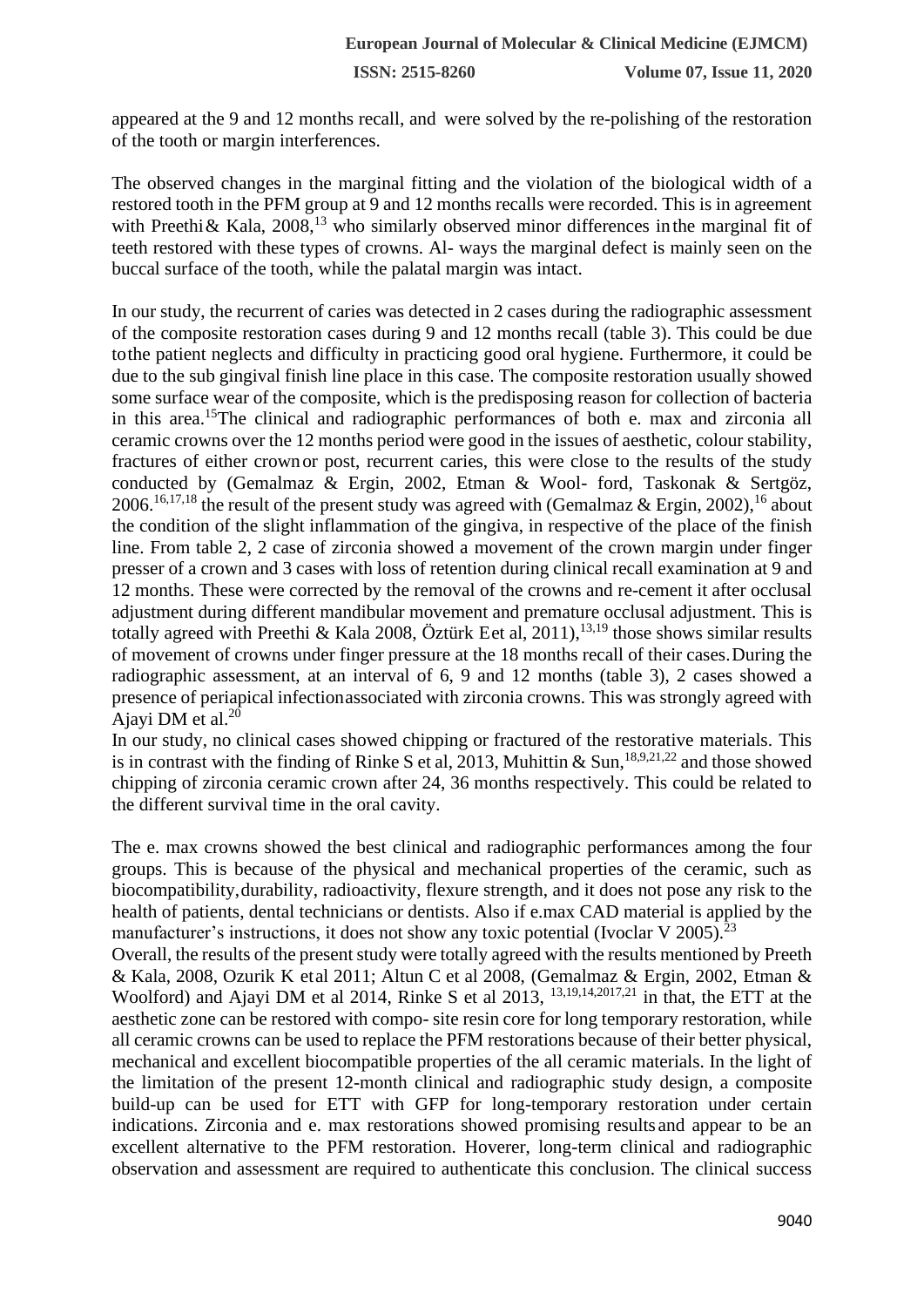appeared at the 9 and 12 months recall, and were solved by the re-polishing of the restoration of the tooth or margin interferences.

The observed changes in the marginal fitting and the violation of the biological width of a restored tooth in the PFM group at 9 and 12 months recalls were recorded. This is in agreement with Preethi & Kala, 2008,[13] who similarly observed minor differences in the marginal fit of teeth restored with these types of crowns. Al- ways the marginal defect is mainly seen on the buccal surface of the tooth, while the palatal margin was intact.

In our study, the recurrent of caries was detected in 2 cases during the radiographic assessment of the composite restoration cases during 9 and 12 months recall (table 3). This could be due to the patient neglects and difficulty in practicing good oral hygiene. Furthermore, it could be due to the sub gingival finish line place in this case. The composite restoration usually showed some surface wear of the composite, which is the predisposing reason for collection of bacteria in this area.[15] The clinical and radiographic performances of both e. max and zirconia all ceramic crowns over the 12 months period were good in the issues of aesthetic, colour stability, fractures of either crown or post, recurrent caries, this were close to the results of the study conducted by (Gemalmaz & Ergin, 2002, Etman & Wool- ford, Taskonak & Sertgöz, 2006.[16,17,18] the result of the present study was agreed with (Gemalmaz & Ergin, 2002),[16] about the condition of the slight inflammation of the gingiva, in respective of the place of the finish line. From table 2, 2 case of zirconia showed a movement of the crown margin under finger presser of a crown and 3 cases with loss of retention during clinical recall examination at 9 and 12 months. These were corrected by the removal of the crowns and re-cement it after occlusal adjustment during different mandibular movement and premature occlusal adjustment. This is totally agreed with Preethi & Kala 2008, Öztürk Eet al, 2011),[13,19] those shows similar results of movement of crowns under finger pressure at the 18 months recall of their cases. During the radiographic assessment, at an interval of 6, 9 and 12 months (table 3), 2 cases showed a presence of periapical infection associated with zirconia crowns. This was strongly agreed with Ajayi DM et al.[20]

In our study, no clinical cases showed chipping or fractured of the restorative materials. This is in contrast with the finding of Rinke S et al, 2013, Muhittin & Sun,[18,9,21,22] and those showed chipping of zirconia ceramic crown after 24, 36 months respectively. This could be related to the different survival time in the oral cavity.

The e. max crowns showed the best clinical and radiographic performances among the four groups. This is because of the physical and mechanical properties of the ceramic, such as biocompatibility, durability, radioactivity, flexure strength, and it does not pose any risk to the health of patients, dental technicians or dentists. Also if e.max CAD material is applied by the manufacturer's instructions, it does not show any toxic potential (Ivoclar V 2005).[23]

Overall, the results of the present study were totally agreed with the results mentioned by Preeth & Kala, 2008, Ozurik K etal 2011; Altun C et al 2008, (Gemalmaz & Ergin, 2002, Etman & Woolford) and Ajayi DM et al 2014, Rinke S et al 2013, [13,19,14,2017,21] in that, the ETT at the aesthetic zone can be restored with compo- site resin core for long temporary restoration, while all ceramic crowns can be used to replace the PFM restorations because of their better physical, mechanical and excellent biocompatible properties of the all ceramic materials. In the light of the limitation of the present 12-month clinical and radiographic study design, a composite build-up can be used for ETT with GFP for long-temporary restoration under certain indications. Zirconia and e. max restorations showed promising results and appear to be an excellent alternative to the PFM restoration. Hoverer, long-term clinical and radiographic observation and assessment are required to authenticate this conclusion. The clinical success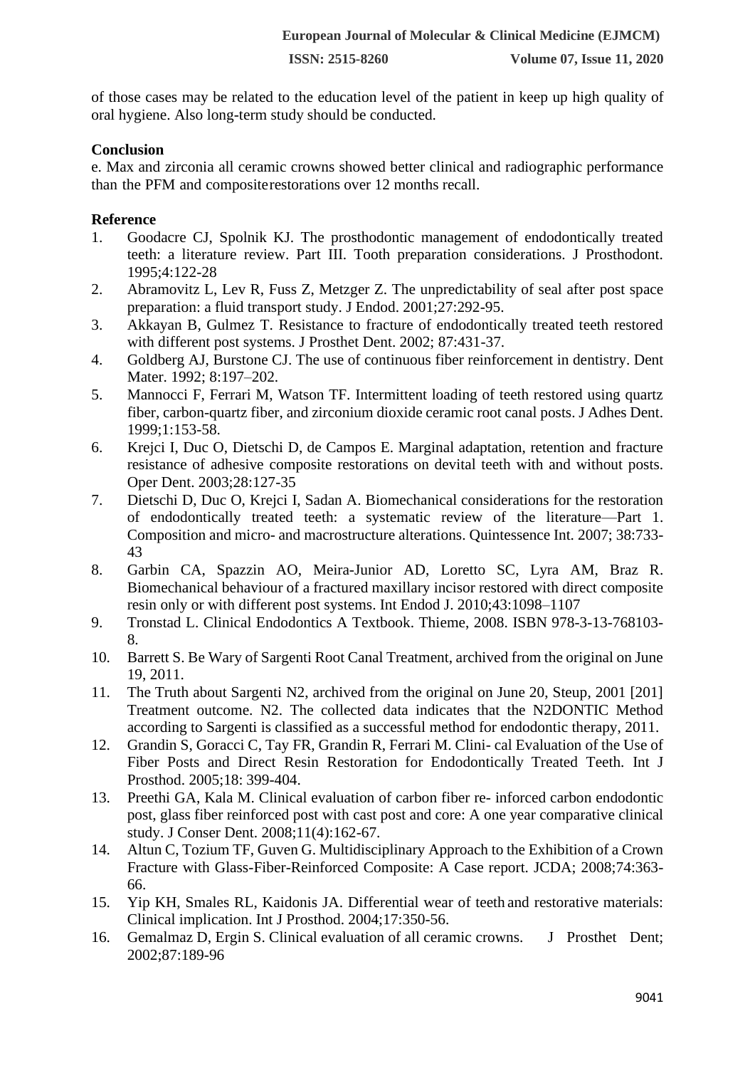of those cases may be related to the education level of the patient in keep up high quality of oral hygiene. Also long-term study should be conducted.

**Conclusion**

e. Max and zirconia all ceramic crowns showed better clinical and radiographic performance than the PFM and compositerestorations over 12 months recall.

**Reference**

1. Goodacre CJ, Spolnik KJ. The prosthodontic management of endodontically treated teeth: a literature review. Part III. Tooth preparation considerations. J Prosthodont. 1995;4:122-28
2. Abramovitz L, Lev R, Fuss Z, Metzger Z. The unpredictability of seal after post space preparation: a fluid transport study. J Endod. 2001;27:292-95.
3. Akkayan B, Gulmez T. Resistance to fracture of endodontically treated teeth restored with different post systems. J Prosthet Dent. 2002; 87:431-37.
4. Goldberg AJ, Burstone CJ. The use of continuous fiber reinforcement in dentistry. Dent Mater. 1992; 8:197–202.
5. Mannocci F, Ferrari M, Watson TF. Intermittent loading of teeth restored using quartz fiber, carbon-quartz fiber, and zirconium dioxide ceramic root canal posts. J Adhes Dent. 1999;1:153-58.
6. Krejci I, Duc O, Dietschi D, de Campos E. Marginal adaptation, retention and fracture resistance of adhesive composite restorations on devital teeth with and without posts. Oper Dent. 2003;28:127-35
7. Dietschi D, Duc O, Krejci I, Sadan A. Biomechanical considerations for the restoration of endodontically treated teeth: a systematic review of the literature—Part 1. Composition and micro- and macrostructure alterations. Quintessence Int. 2007; 38:733-43
8. Garbin CA, Spazzin AO, Meira-Junior AD, Loretto SC, Lyra AM, Braz R. Biomechanical behaviour of a fractured maxillary incisor restored with direct composite resin only or with different post systems. Int Endod J. 2010;43:1098–1107
9. Tronstad L. Clinical Endodontics A Textbook. Thieme, 2008. ISBN 978-3-13-768103-8.
10. Barrett S. Be Wary of Sargenti Root Canal Treatment, archived from the original on June 19, 2011.
11. The Truth about Sargenti N2, archived from the original on June 20, Steup, 2001 [201] Treatment outcome. N2. The collected data indicates that the N2DONTIC Method according to Sargenti is classified as a successful method for endodontic therapy, 2011.
12. Grandin S, Goracci C, Tay FR, Grandin R, Ferrari M. Clini- cal Evaluation of the Use of Fiber Posts and Direct Resin Restoration for Endodontically Treated Teeth. Int J Prosthod. 2005;18: 399-404.
13. Preethi GA, Kala M. Clinical evaluation of carbon fiber re- inforced carbon endodontic post, glass fiber reinforced post with cast post and core: A one year comparative clinical study. J Conser Dent. 2008;11(4):162-67.
14. Altun C, Tozium TF, Guven G. Multidisciplinary Approach to the Exhibition of a Crown Fracture with Glass-Fiber-Reinforced Composite: A Case report. JCDA; 2008;74:363-66.
15. Yip KH, Smales RL, Kaidonis JA. Differential wear of teeth and restorative materials: Clinical implication. Int J Prosthod. 2004;17:350-56.
16. Gemalmaz D, Ergin S. Clinical evaluation of all ceramic crowns. J Prosthet Dent; 2002;87:189-96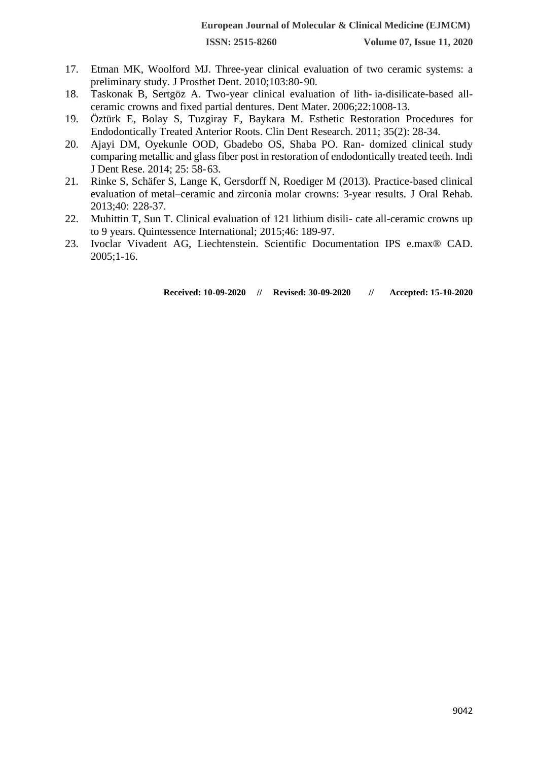17. Etman MK, Woolford MJ. Three-year clinical evaluation of two ceramic systems: a preliminary study. J Prosthet Dent. 2010;103:80-90.
18. Taskonak B, Sertgöz A. Two-year clinical evaluation of lith- ia-disilicate-based all-ceramic crowns and fixed partial dentures. Dent Mater. 2006;22:1008-13.
19. Öztürk E, Bolay S, Tuzgiray E, Baykara M. Esthetic Restoration Procedures for Endodontically Treated Anterior Roots. Clin Dent Research. 2011; 35(2): 28-34.
20. Ajayi DM, Oyekunle OOD, Gbadebo OS, Shaba PO. Ran- domized clinical study comparing metallic and glass fiber post in restoration of endodontically treated teeth. Indi J Dent Rese. 2014; 25: 58-63.
21. Rinke S, Schäfer S, Lange K, Gersdorff N, Roediger M (2013). Practice-based clinical evaluation of metal–ceramic and zirconia molar crowns: 3-year results. J Oral Rehab. 2013;40: 228-37.
22. Muhittin T, Sun T. Clinical evaluation of 121 lithium disili- cate all-ceramic crowns up to 9 years. Quintessence International; 2015;46: 189-97.
23. Ivoclar Vivadent AG, Liechtenstein. Scientific Documentation IPS e.max® CAD. 2005;1-16.

**Received: 10-09-2020 // Revised: 30-09-2020 // Accepted: 15-10-2020**